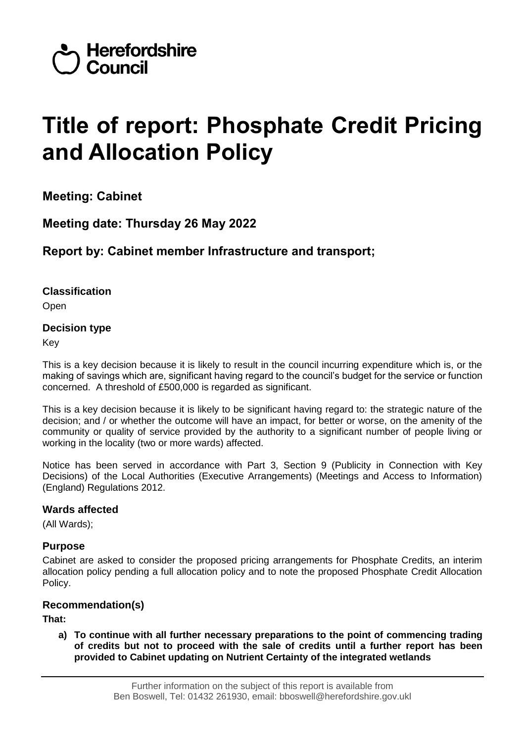Herefordshire Council

# Title of report: Phosphate Credit Pricing and Allocation Policy

## Meeting: Cabinet

## Meeting date: Thursday 26 May 2022

## Report by: Cabinet member Infrastructure and transport;

### Classification

Open

### Decision type

Key

This is a key decision because it is likely to result in the council incurring expenditure which is, or the making of savings which are, significant having regard to the council's budget for the service or function concerned. A threshold of £500,000 is regarded as significant.

This is a key decision because it is likely to be significant having regard to: the strategic nature of the decision; and / or whether the outcome will have an impact, for better or worse, on the amenity of the community or quality of service provided by the authority to a significant number of people living or working in the locality (two or more wards) affected.

Notice has been served in accordance with Part 3, Section 9 (Publicity in Connection with Key Decisions) of the Local Authorities (Executive Arrangements) (Meetings and Access to Information) (England) Regulations 2012.

### Wards affected

(All Wards);

### Purpose

Cabinet are asked to consider the proposed pricing arrangements for Phosphate Credits, an interim allocation policy pending a full allocation policy and to note the proposed Phosphate Credit Allocation Policy.

### Recommendation(s)

**That:**

**a) To continue with all further necessary preparations to the point of commencing trading of credits but not to proceed with the sale of credits until a further report has been provided to Cabinet updating on Nutrient Certainty of the integrated wetlands**

Further information on the subject of this report is available from
Ben Boswell, Tel: 01432 261930, email: bboswell@herefordshire.gov.ukl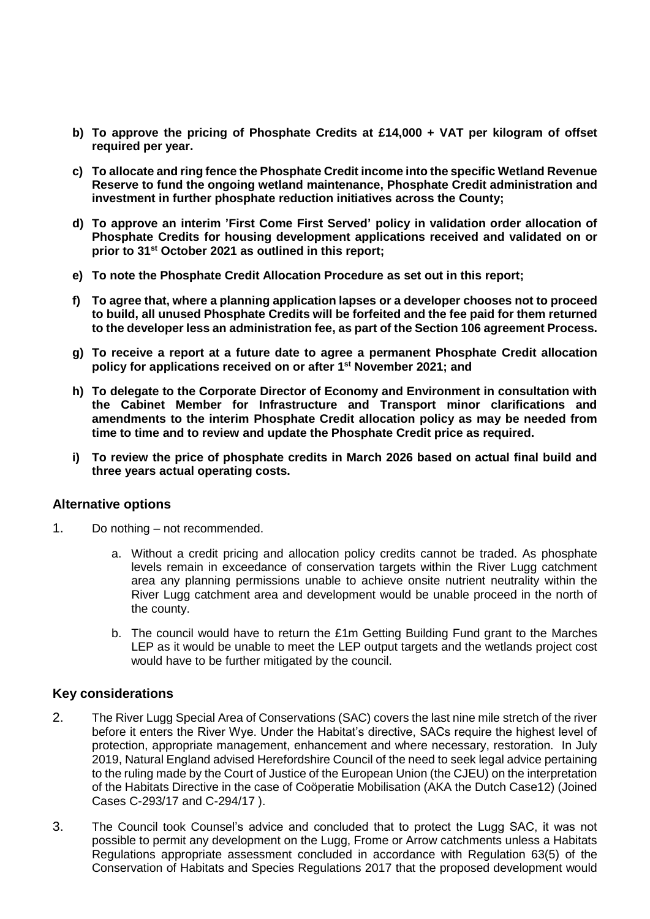- **b) To approve the pricing of Phosphate Credits at £14,000 + VAT per kilogram of offset required per year.**
- **c) To allocate and ring fence the Phosphate Credit income into the specific Wetland Revenue Reserve to fund the ongoing wetland maintenance, Phosphate Credit administration and investment in further phosphate reduction initiatives across the County;**
- **d) To approve an interim 'First Come First Served' policy in validation order allocation of Phosphate Credits for housing development applications received and validated on or prior to 31st October 2021 as outlined in this report;**
- **e) To note the Phosphate Credit Allocation Procedure as set out in this report;**
- **f) To agree that, where a planning application lapses or a developer chooses not to proceed to build, all unused Phosphate Credits will be forfeited and the fee paid for them returned to the developer less an administration fee, as part of the Section 106 agreement Process.**
- **g) To receive a report at a future date to agree a permanent Phosphate Credit allocation policy for applications received on or after 1st November 2021; and**
- **h) To delegate to the Corporate Director of Economy and Environment in consultation with the Cabinet Member for Infrastructure and Transport minor clarifications and amendments to the interim Phosphate Credit allocation policy as may be needed from time to time and to review and update the Phosphate Credit price as required.**
- **i) To review the price of phosphate credits in March 2026 based on actual final build and three years actual operating costs.**

## Alternative options

1. Do nothing – not recommended.
   a. Without a credit pricing and allocation policy credits cannot be traded. As phosphate levels remain in exceedance of conservation targets within the River Lugg catchment area any planning permissions unable to achieve onsite nutrient neutrality within the River Lugg catchment area and development would be unable proceed in the north of the county.
   b. The council would have to return the £1m Getting Building Fund grant to the Marches LEP as it would be unable to meet the LEP output targets and the wetlands project cost would have to be further mitigated by the council.

## Key considerations

2. The River Lugg Special Area of Conservations (SAC) covers the last nine mile stretch of the river before it enters the River Wye. Under the Habitat's directive, SACs require the highest level of protection, appropriate management, enhancement and where necessary, restoration. In July 2019, Natural England advised Herefordshire Council of the need to seek legal advice pertaining to the ruling made by the Court of Justice of the European Union (the CJEU) on the interpretation of the Habitats Directive in the case of Coöperatie Mobilisation (AKA the Dutch Case12) (Joined Cases C-293/17 and C-294/17 ).

3. The Council took Counsel's advice and concluded that to protect the Lugg SAC, it was not possible to permit any development on the Lugg, Frome or Arrow catchments unless a Habitats Regulations appropriate assessment concluded in accordance with Regulation 63(5) of the Conservation of Habitats and Species Regulations 2017 that the proposed development would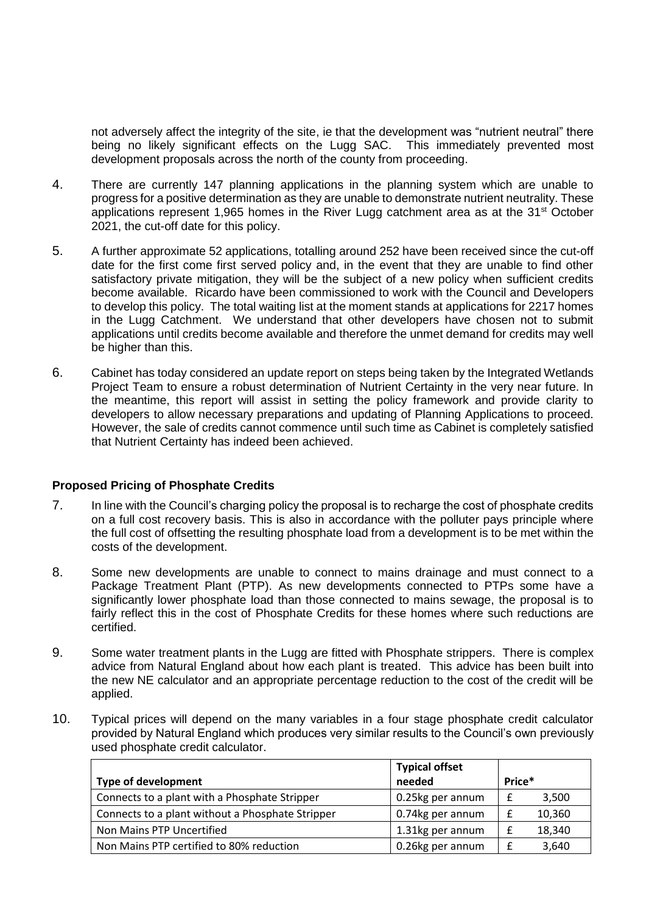not adversely affect the integrity of the site, ie that the development was "nutrient neutral" there being no likely significant effects on the Lugg SAC. This immediately prevented most development proposals across the north of the county from proceeding.

4. There are currently 147 planning applications in the planning system which are unable to progress for a positive determination as they are unable to demonstrate nutrient neutrality. These applications represent 1,965 homes in the River Lugg catchment area as at the 31st October 2021, the cut-off date for this policy.

5. A further approximate 52 applications, totalling around 252 have been received since the cut-off date for the first come first served policy and, in the event that they are unable to find other satisfactory private mitigation, they will be the subject of a new policy when sufficient credits become available. Ricardo have been commissioned to work with the Council and Developers to develop this policy. The total waiting list at the moment stands at applications for 2217 homes in the Lugg Catchment. We understand that other developers have chosen not to submit applications until credits become available and therefore the unmet demand for credits may well be higher than this.

6. Cabinet has today considered an update report on steps being taken by the Integrated Wetlands Project Team to ensure a robust determination of Nutrient Certainty in the very near future. In the meantime, this report will assist in setting the policy framework and provide clarity to developers to allow necessary preparations and updating of Planning Applications to proceed. However, the sale of credits cannot commence until such time as Cabinet is completely satisfied that Nutrient Certainty has indeed been achieved.

**Proposed Pricing of Phosphate Credits**

7. In line with the Council's charging policy the proposal is to recharge the cost of phosphate credits on a full cost recovery basis. This is also in accordance with the polluter pays principle where the full cost of offsetting the resulting phosphate load from a development is to be met within the costs of the development.

8. Some new developments are unable to connect to mains drainage and must connect to a Package Treatment Plant (PTP). As new developments connected to PTPs some have a significantly lower phosphate load than those connected to mains sewage, the proposal is to fairly reflect this in the cost of Phosphate Credits for these homes where such reductions are certified.

9. Some water treatment plants in the Lugg are fitted with Phosphate strippers. There is complex advice from Natural England about how each plant is treated. This advice has been built into the new NE calculator and an appropriate percentage reduction to the cost of the credit will be applied.

10. Typical prices will depend on the many variables in a four stage phosphate credit calculator provided by Natural England which produces very similar results to the Council's own previously used phosphate credit calculator.

| Type of development | Typical offset needed | Price* |
|---|---|---|
| Connects to a plant with a Phosphate Stripper | 0.25kg per annum | £ 3,500 |
| Connects to a plant without a Phosphate Stripper | 0.74kg per annum | £ 10,360 |
| Non Mains PTP Uncertified | 1.31kg per annum | £ 18,340 |
| Non Mains PTP certified to 80% reduction | 0.26kg per annum | £ 3,640 |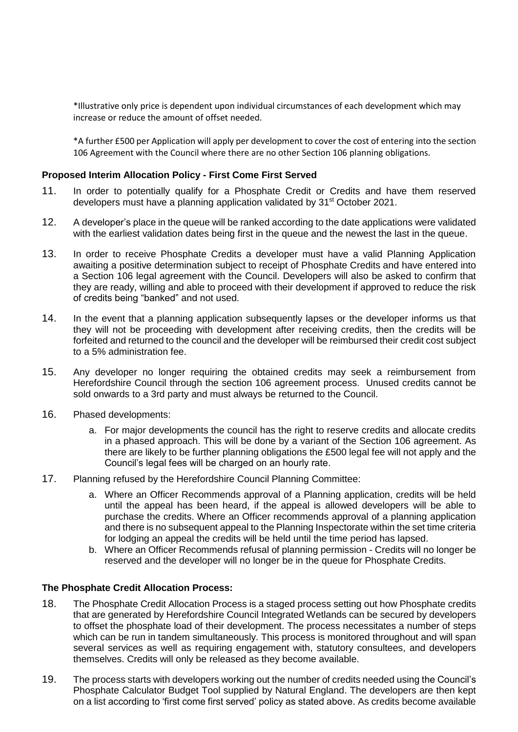*Illustrative only price is dependent upon individual circumstances of each development which may increase or reduce the amount of offset needed.

*A further £500 per Application will apply per development to cover the cost of entering into the section 106 Agreement with the Council where there are no other Section 106 planning obligations.

**Proposed Interim Allocation Policy - First Come First Served**

11. In order to potentially qualify for a Phosphate Credit or Credits and have them reserved developers must have a planning application validated by 31st October 2021.

12. A developer's place in the queue will be ranked according to the date applications were validated with the earliest validation dates being first in the queue and the newest the last in the queue.

13. In order to receive Phosphate Credits a developer must have a valid Planning Application awaiting a positive determination subject to receipt of Phosphate Credits and have entered into a Section 106 legal agreement with the Council. Developers will also be asked to confirm that they are ready, willing and able to proceed with their development if approved to reduce the risk of credits being "banked" and not used.

14. In the event that a planning application subsequently lapses or the developer informs us that they will not be proceeding with development after receiving credits, then the credits will be forfeited and returned to the council and the developer will be reimbursed their credit cost subject to a 5% administration fee.

15. Any developer no longer requiring the obtained credits may seek a reimbursement from Herefordshire Council through the section 106 agreement process. Unused credits cannot be sold onwards to a 3rd party and must always be returned to the Council.

16. Phased developments:

    a. For major developments the council has the right to reserve credits and allocate credits in a phased approach. This will be done by a variant of the Section 106 agreement. As there are likely to be further planning obligations the £500 legal fee will not apply and the Council's legal fees will be charged on an hourly rate.

17. Planning refused by the Herefordshire Council Planning Committee:

    a. Where an Officer Recommends approval of a Planning application, credits will be held until the appeal has been heard, if the appeal is allowed developers will be able to purchase the credits. Where an Officer recommends approval of a planning application and there is no subsequent appeal to the Planning Inspectorate within the set time criteria for lodging an appeal the credits will be held until the time period has lapsed.
    b. Where an Officer Recommends refusal of planning permission - Credits will no longer be reserved and the developer will no longer be in the queue for Phosphate Credits.

**The Phosphate Credit Allocation Process:**

18. The Phosphate Credit Allocation Process is a staged process setting out how Phosphate credits that are generated by Herefordshire Council Integrated Wetlands can be secured by developers to offset the phosphate load of their development. The process necessitates a number of steps which can be run in tandem simultaneously. This process is monitored throughout and will span several services as well as requiring engagement with, statutory consultees, and developers themselves. Credits will only be released as they become available.

19. The process starts with developers working out the number of credits needed using the Council's Phosphate Calculator Budget Tool supplied by Natural England. The developers are then kept on a list according to 'first come first served' policy as stated above. As credits become available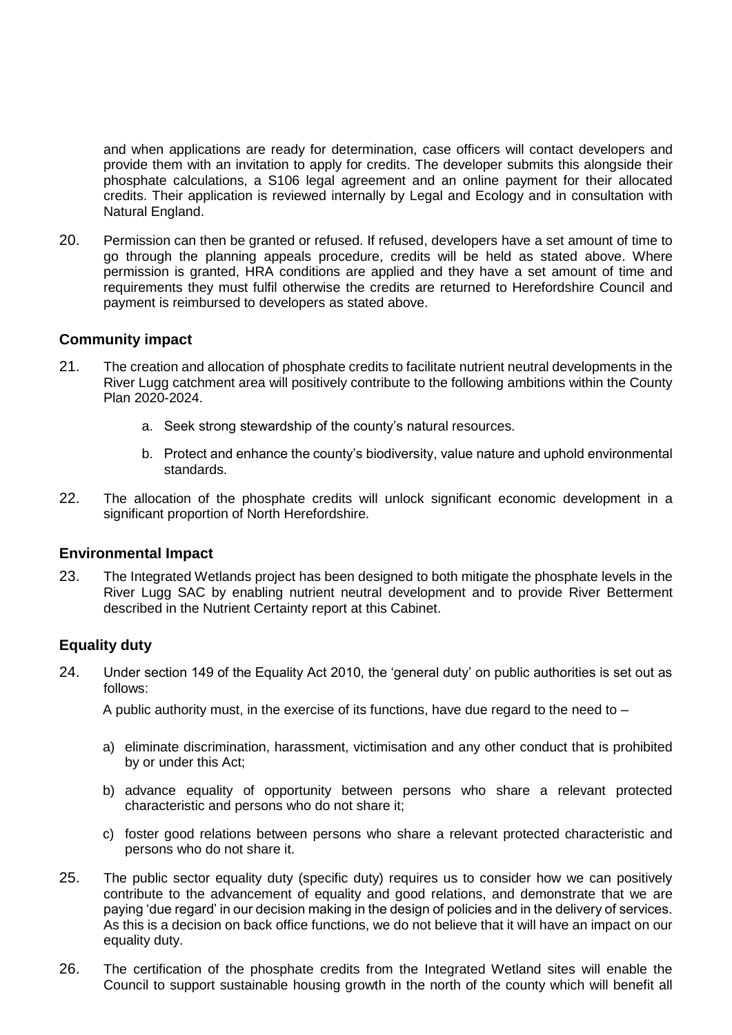and when applications are ready for determination, case officers will contact developers and provide them with an invitation to apply for credits. The developer submits this alongside their phosphate calculations, a S106 legal agreement and an online payment for their allocated credits. Their application is reviewed internally by Legal and Ecology and in consultation with Natural England.

20. Permission can then be granted or refused. If refused, developers have a set amount of time to go through the planning appeals procedure, credits will be held as stated above. Where permission is granted, HRA conditions are applied and they have a set amount of time and requirements they must fulfil otherwise the credits are returned to Herefordshire Council and payment is reimbursed to developers as stated above.

## Community impact

21. The creation and allocation of phosphate credits to facilitate nutrient neutral developments in the River Lugg catchment area will positively contribute to the following ambitions within the County Plan 2020-2024.

    a. Seek strong stewardship of the county's natural resources.

    b. Protect and enhance the county's biodiversity, value nature and uphold environmental standards.

22. The allocation of the phosphate credits will unlock significant economic development in a significant proportion of North Herefordshire.

## Environmental Impact

23. The Integrated Wetlands project has been designed to both mitigate the phosphate levels in the River Lugg SAC by enabling nutrient neutral development and to provide River Betterment described in the Nutrient Certainty report at this Cabinet.

## Equality duty

24. Under section 149 of the Equality Act 2010, the 'general duty' on public authorities is set out as follows:

    A public authority must, in the exercise of its functions, have due regard to the need to –

    a) eliminate discrimination, harassment, victimisation and any other conduct that is prohibited by or under this Act;

    b) advance equality of opportunity between persons who share a relevant protected characteristic and persons who do not share it;

    c) foster good relations between persons who share a relevant protected characteristic and persons who do not share it.

25. The public sector equality duty (specific duty) requires us to consider how we can positively contribute to the advancement of equality and good relations, and demonstrate that we are paying 'due regard' in our decision making in the design of policies and in the delivery of services. As this is a decision on back office functions, we do not believe that it will have an impact on our equality duty.

26. The certification of the phosphate credits from the Integrated Wetland sites will enable the Council to support sustainable housing growth in the north of the county which will benefit all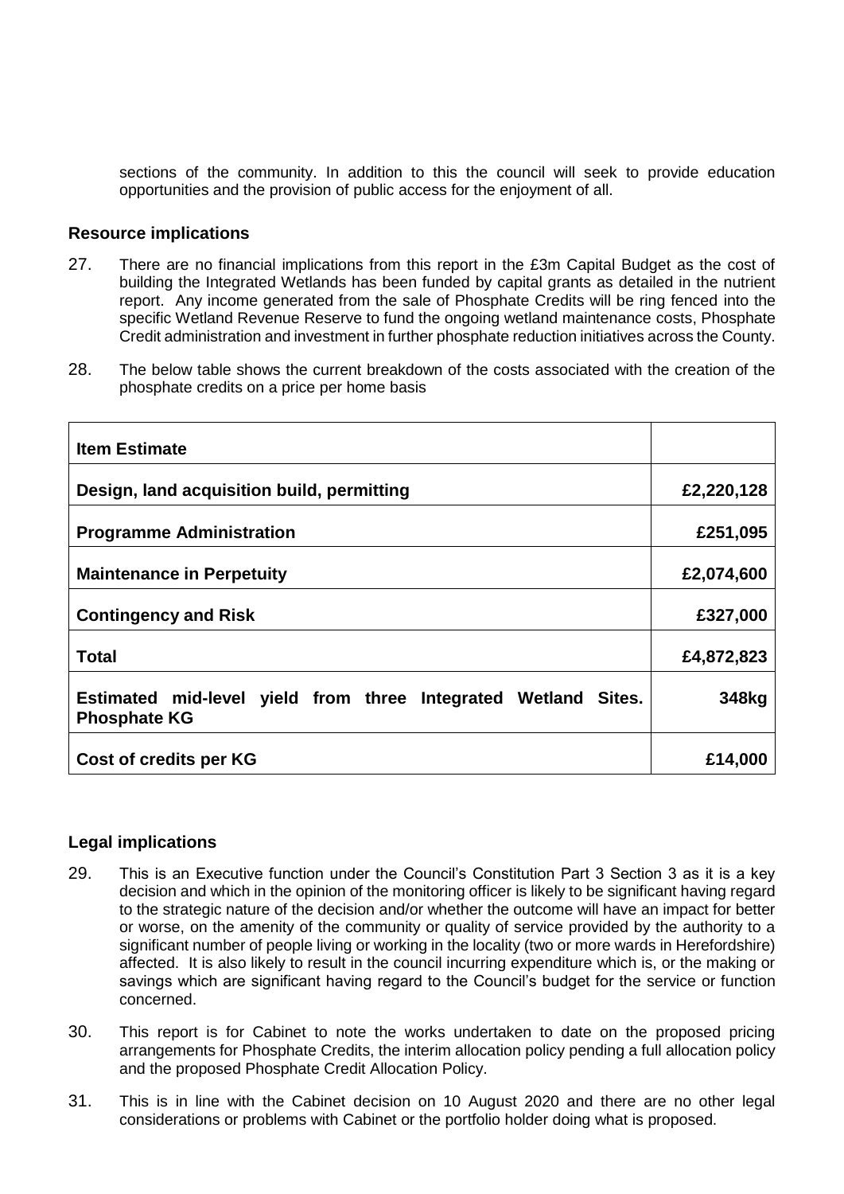sections of the community. In addition to this the council will seek to provide education opportunities and the provision of public access for the enjoyment of all.

## Resource implications

27. There are no financial implications from this report in the £3m Capital Budget as the cost of building the Integrated Wetlands has been funded by capital grants as detailed in the nutrient report. Any income generated from the sale of Phosphate Credits will be ring fenced into the specific Wetland Revenue Reserve to fund the ongoing wetland maintenance costs, Phosphate Credit administration and investment in further phosphate reduction initiatives across the County.

28. The below table shows the current breakdown of the costs associated with the creation of the phosphate credits on a price per home basis

| **Item Estimate** | |
|---|---|
| **Design, land acquisition build, permitting** | **£2,220,128** |
| **Programme Administration** | **£251,095** |
| **Maintenance in Perpetuity** | **£2,074,600** |
| **Contingency and Risk** | **£327,000** |
| **Total** | **£4,872,823** |
| **Estimated mid-level yield from three Integrated Wetland Sites. Phosphate KG** | **348kg** |
| **Cost of credits per KG** | **£14,000** |

## Legal implications

29. This is an Executive function under the Council's Constitution Part 3 Section 3 as it is a key decision and which in the opinion of the monitoring officer is likely to be significant having regard to the strategic nature of the decision and/or whether the outcome will have an impact for better or worse, on the amenity of the community or quality of service provided by the authority to a significant number of people living or working in the locality (two or more wards in Herefordshire) affected. It is also likely to result in the council incurring expenditure which is, or the making or savings which are significant having regard to the Council's budget for the service or function concerned.

30. This report is for Cabinet to note the works undertaken to date on the proposed pricing arrangements for Phosphate Credits, the interim allocation policy pending a full allocation policy and the proposed Phosphate Credit Allocation Policy.

31. This is in line with the Cabinet decision on 10 August 2020 and there are no other legal considerations or problems with Cabinet or the portfolio holder doing what is proposed.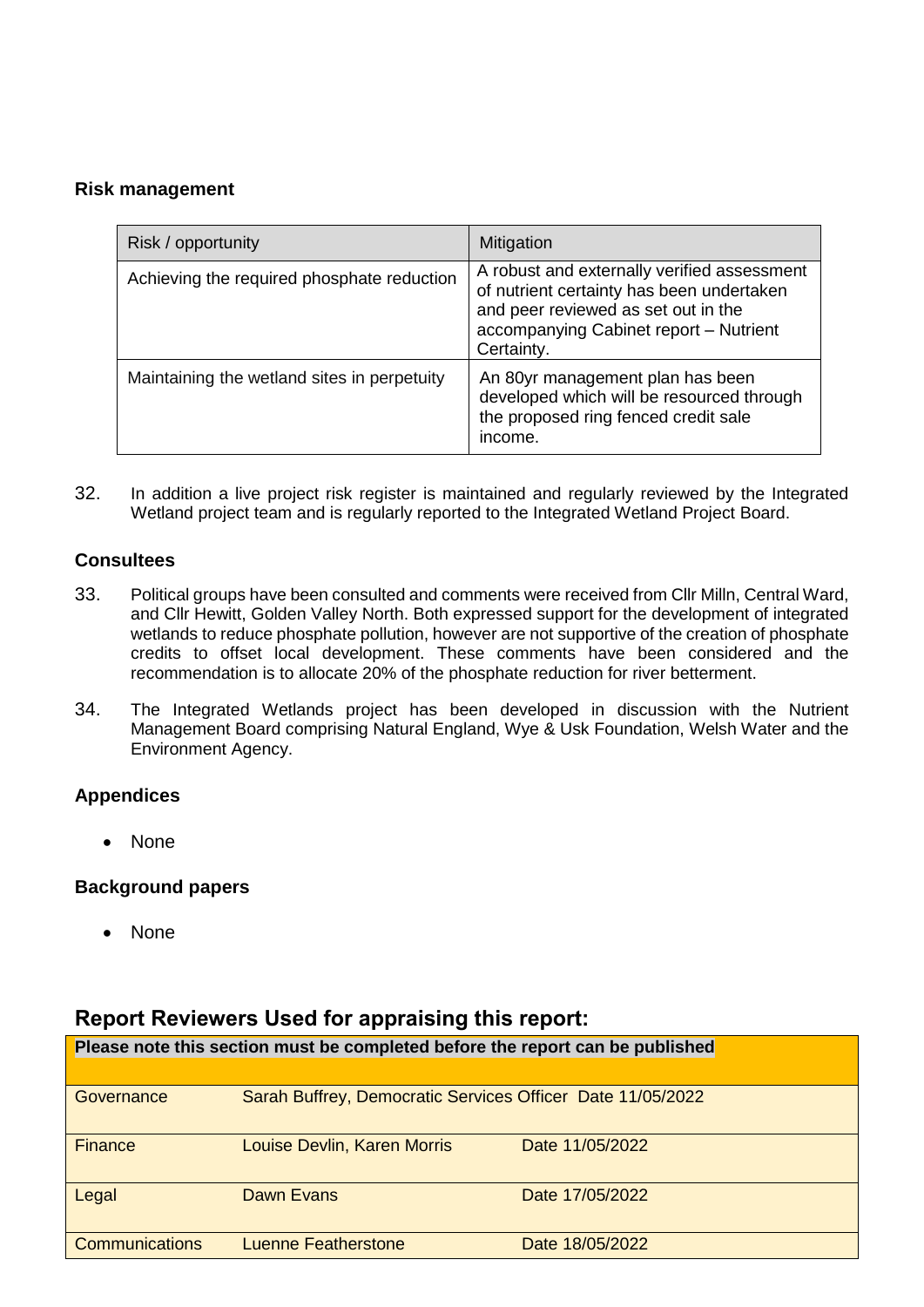## Risk management

| Risk / opportunity | Mitigation |
|---|---|
| Achieving the required phosphate reduction | A robust and externally verified assessment of nutrient certainty has been undertaken and peer reviewed as set out in the accompanying Cabinet report – Nutrient Certainty. |
| Maintaining the wetland sites in perpetuity | An 80yr management plan has been developed which will be resourced through the proposed ring fenced credit sale income. |

32. In addition a live project risk register is maintained and regularly reviewed by the Integrated Wetland project team and is regularly reported to the Integrated Wetland Project Board.

## Consultees

33. Political groups have been consulted and comments were received from Cllr Milln, Central Ward, and Cllr Hewitt, Golden Valley North. Both expressed support for the development of integrated wetlands to reduce phosphate pollution, however are not supportive of the creation of phosphate credits to offset local development. These comments have been considered and the recommendation is to allocate 20% of the phosphate reduction for river betterment.

34. The Integrated Wetlands project has been developed in discussion with the Nutrient Management Board comprising Natural England, Wye & Usk Foundation, Welsh Water and the Environment Agency.

## Appendices

- None

## Background papers

- None

## Report Reviewers Used for appraising this report:

| Please note this section must be completed before the report can be published | | |
|---|---|---|
| Governance | Sarah Buffrey, Democratic Services Officer | Date 11/05/2022 |
| Finance | Louise Devlin, Karen Morris | Date 11/05/2022 |
| Legal | Dawn Evans | Date 17/05/2022 |
| Communications | Luenne Featherstone | Date 18/05/2022 |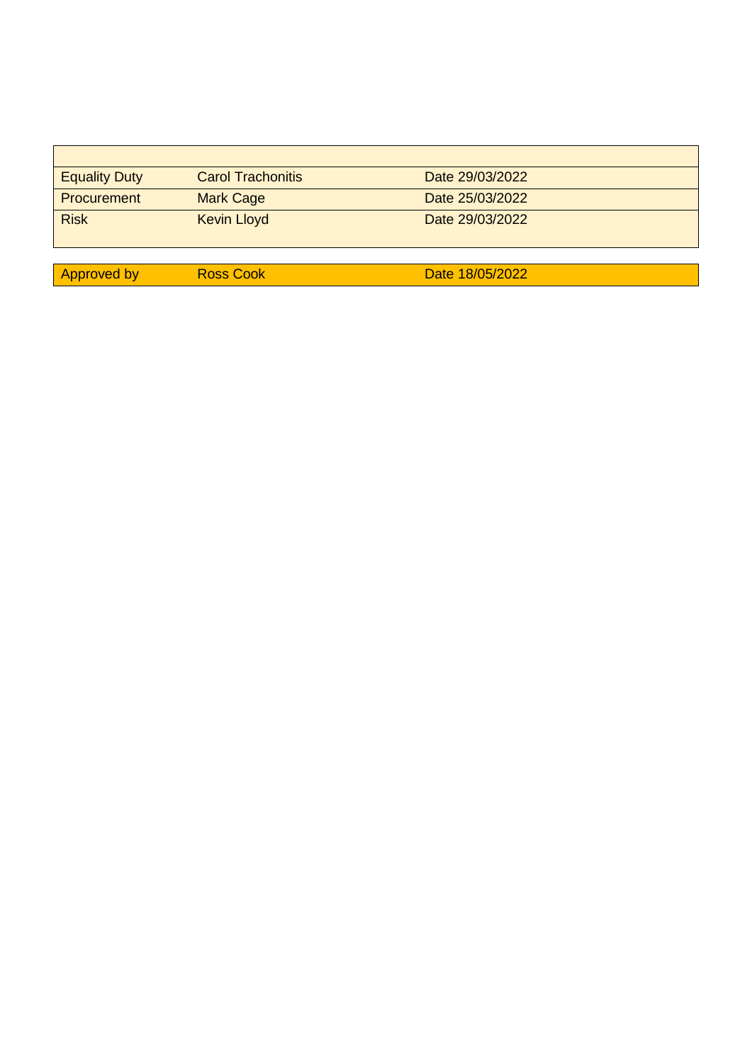| | | |
|---|---|---|
| Equality Duty | Carol Trachonitis | Date 29/03/2022 |
| Procurement | Mark Cage | Date 25/03/2022 |
| Risk | Kevin Lloyd | Date 29/03/2022 |

| | | |
|---|---|---|
| Approved by | Ross Cook | Date 18/05/2022 |